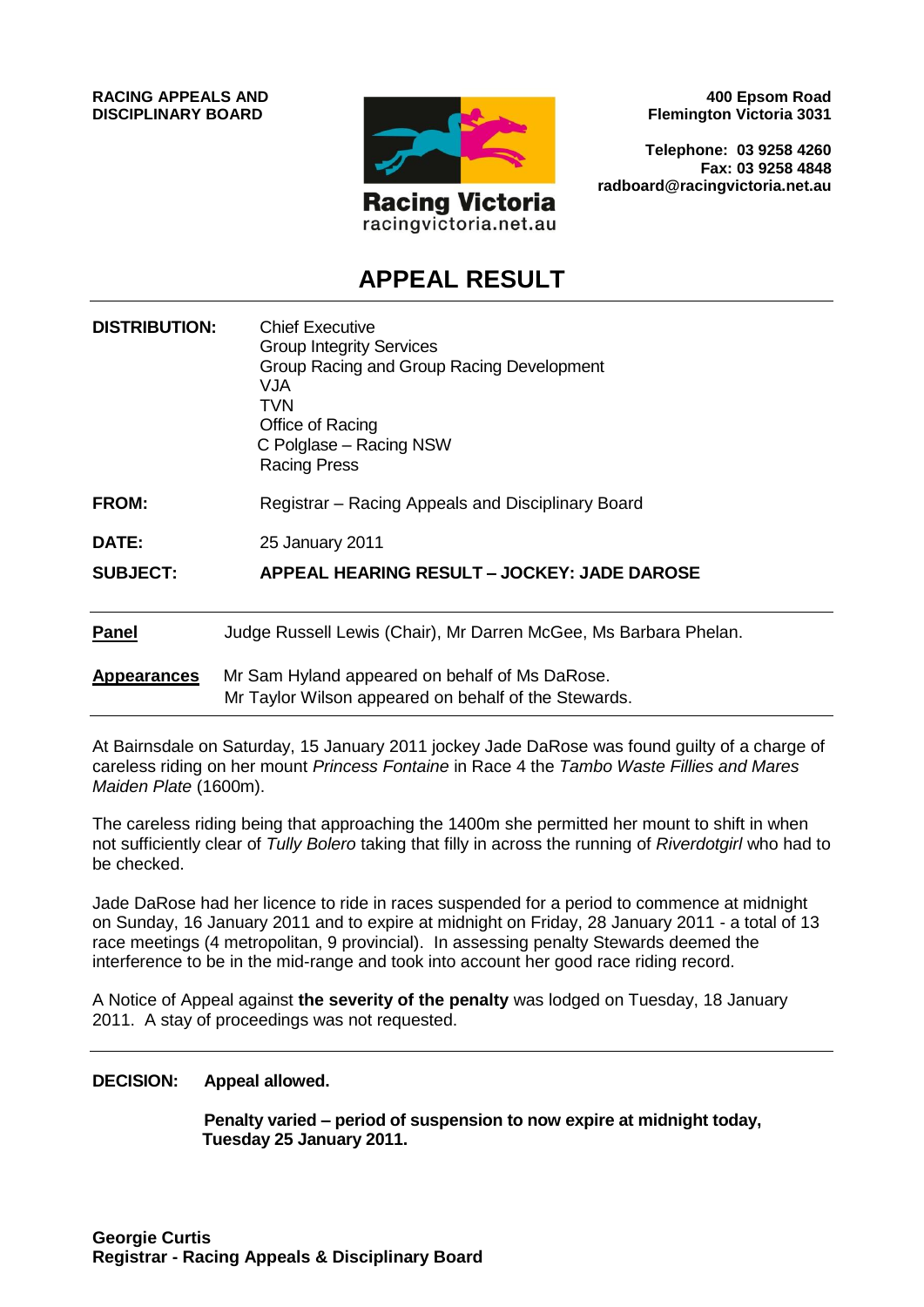**RACING APPEALS AND DISCIPLINARY BOARD**

Racing Victoria
racingvictoria.net.au

**400 Epsom Road**
**Flemington Victoria 3031**

**Telephone: 03 9258 4260**
**Fax: 03 9258 4848**
**radboard@racingvictoria.net.au**

# APPEAL RESULT

**DISTRIBUTION:** Chief Executive
Group Integrity Services
Group Racing and Group Racing Development
VJA
TVN
Office of Racing
C Polglase – Racing NSW
Racing Press

**FROM:** Registrar – Racing Appeals and Disciplinary Board

**DATE:** 25 January 2011

**SUBJECT:** **APPEAL HEARING RESULT – JOCKEY: JADE DAROSE**

**Panel** Judge Russell Lewis (Chair), Mr Darren McGee, Ms Barbara Phelan.

**Appearances** Mr Sam Hyland appeared on behalf of Ms DaRose.
Mr Taylor Wilson appeared on behalf of the Stewards.

At Bairnsdale on Saturday, 15 January 2011 jockey Jade DaRose was found guilty of a charge of careless riding on her mount *Princess Fontaine* in Race 4 the *Tambo Waste Fillies and Mares Maiden Plate* (1600m).

The careless riding being that approaching the 1400m she permitted her mount to shift in when not sufficiently clear of *Tully Bolero* taking that filly in across the running of *Riverdotgirl* who had to be checked.

Jade DaRose had her licence to ride in races suspended for a period to commence at midnight on Sunday, 16 January 2011 and to expire at midnight on Friday, 28 January 2011 - a total of 13 race meetings (4 metropolitan, 9 provincial). In assessing penalty Stewards deemed the interference to be in the mid-range and took into account her good race riding record.

A Notice of Appeal against **the severity of the penalty** was lodged on Tuesday, 18 January 2011. A stay of proceedings was not requested.

**DECISION:** **Appeal allowed.**

**Penalty varied – period of suspension to now expire at midnight today, Tuesday 25 January 2011.**

**Georgie Curtis**
**Registrar - Racing Appeals & Disciplinary Board**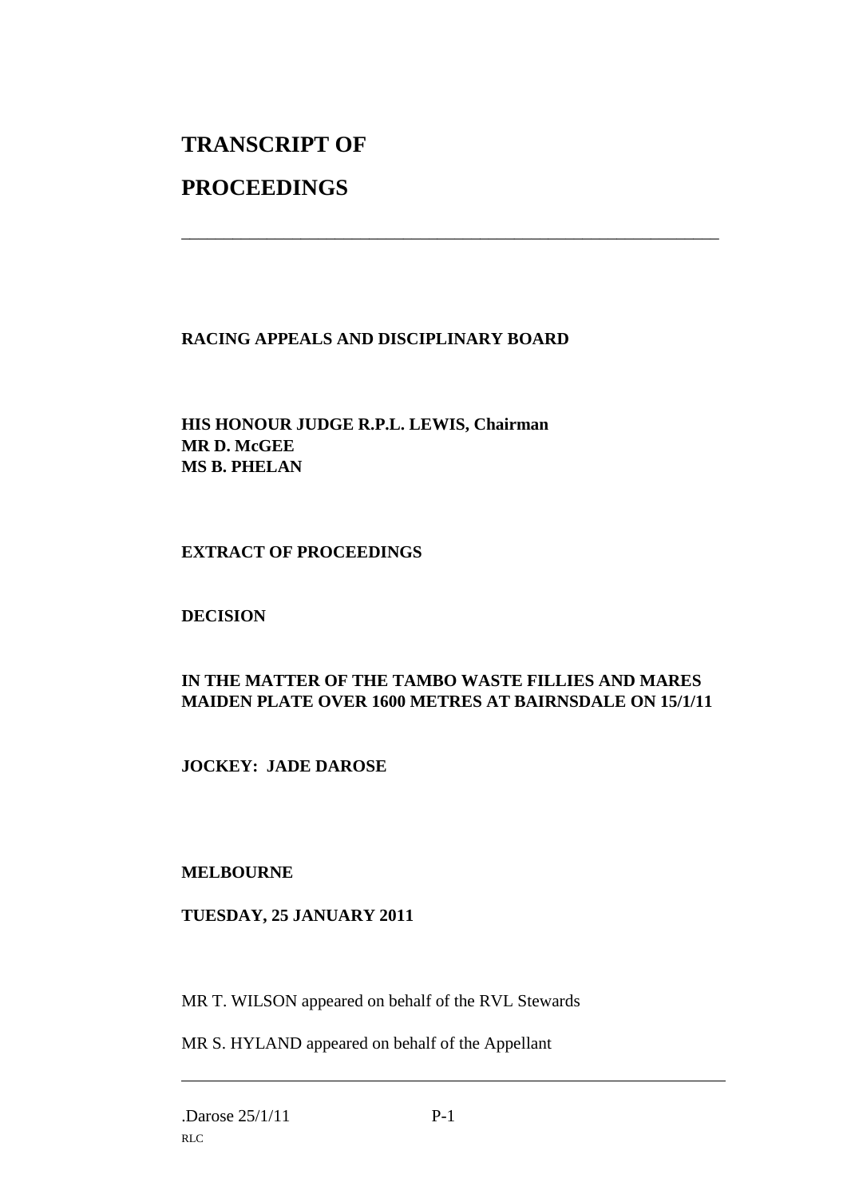# TRANSCRIPT OF

# PROCEEDINGS

---

**RACING APPEALS AND DISCIPLINARY BOARD**

**HIS HONOUR JUDGE R.P.L. LEWIS, Chairman**
**MR D. McGEE**
**MS B. PHELAN**

**EXTRACT OF PROCEEDINGS**

**DECISION**

**IN THE MATTER OF THE TAMBO WASTE FILLIES AND MARES MAIDEN PLATE OVER 1600 METRES AT BAIRNSDALE ON 15/1/11**

**JOCKEY: JADE DAROSE**

**MELBOURNE**

**TUESDAY, 25 JANUARY 2011**

MR T. WILSON appeared on behalf of the RVL Stewards

MR S. HYLAND appeared on behalf of the Appellant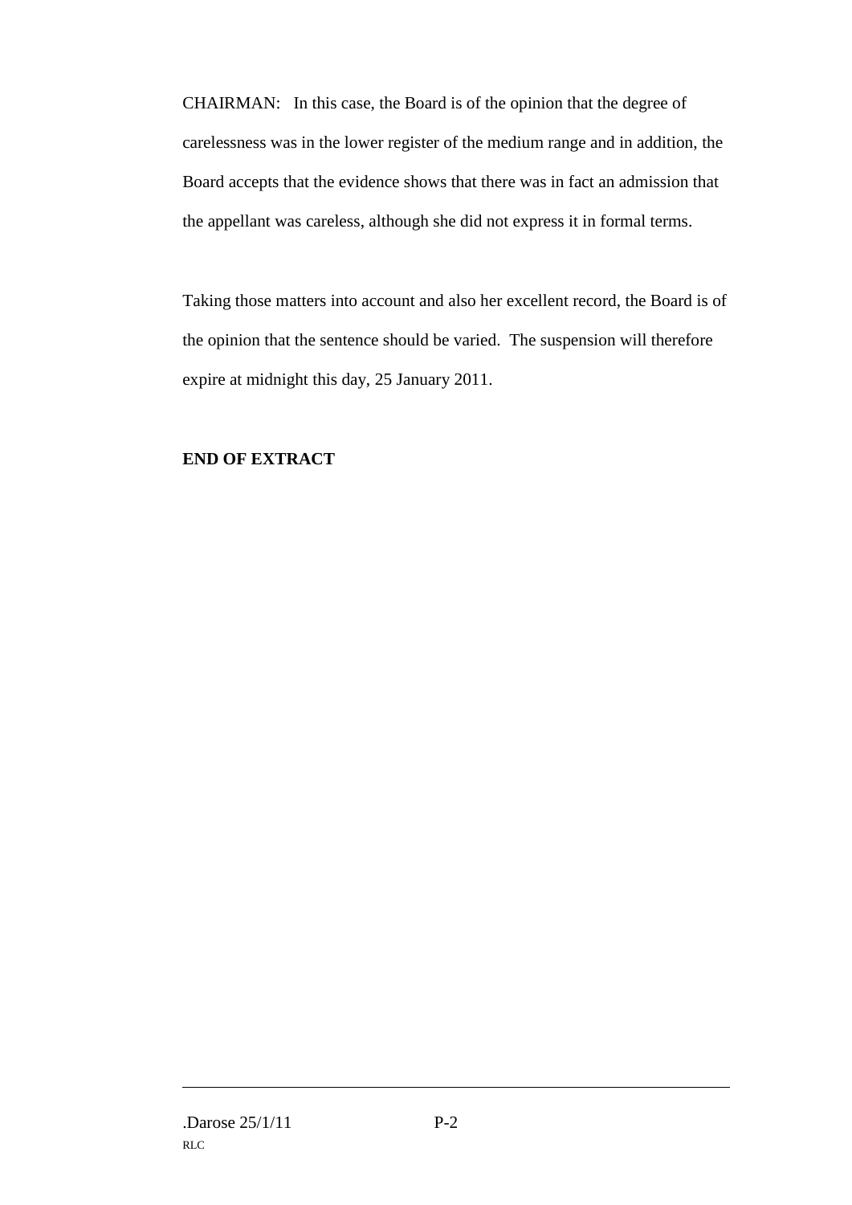CHAIRMAN: In this case, the Board is of the opinion that the degree of carelessness was in the lower register of the medium range and in addition, the Board accepts that the evidence shows that there was in fact an admission that the appellant was careless, although she did not express it in formal terms.

Taking those matters into account and also her excellent record, the Board is of the opinion that the sentence should be varied. The suspension will therefore expire at midnight this day, 25 January 2011.

**END OF EXTRACT**